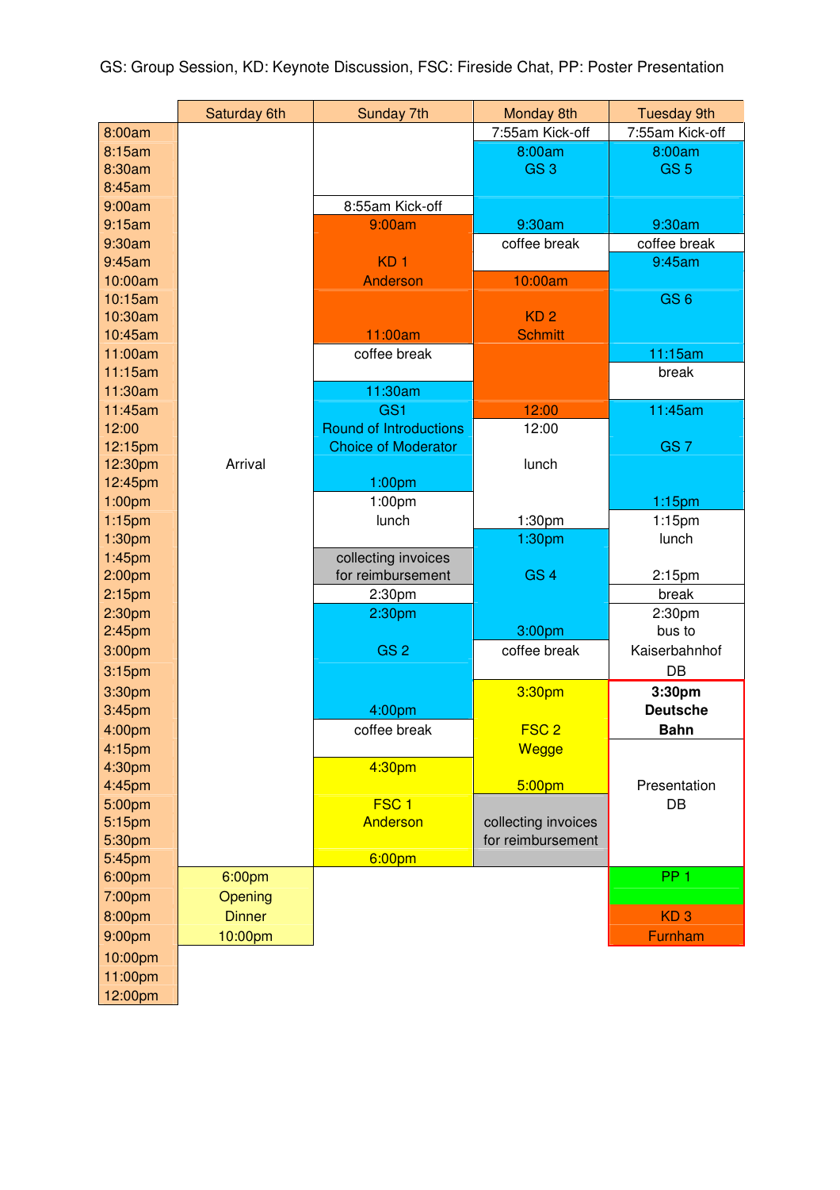GS: Group Session, KD: Keynote Discussion, FSC: Fireside Chat, PP: Poster Presentation

| | Saturday 6th | Sunday 7th | Monday 8th | Tuesday 9th |
|---|---|---|---|---|
| 8:00am | | | 7:55am Kick-off | 7:55am Kick-off |
| 8:15am | | | 8:00am | 8:00am |
| 8:30am | | | GS 3 | GS 5 |
| 8:45am | | | | |
| 9:00am | | 8:55am Kick-off | | |
| 9:15am | | 9:00am | 9:30am | 9:30am |
| 9:30am | | | coffee break | coffee break |
| 9:45am | | KD 1 | | 9:45am |
| 10:00am | | Anderson | 10:00am | |
| 10:15am | | | | GS 6 |
| 10:30am | | | KD 2 | |
| 10:45am | | 11:00am | Schmitt | |
| 11:00am | | coffee break | | 11:15am |
| 11:15am | | | | break |
| 11:30am | | 11:30am | | |
| 11:45am | | GS1 | 12:00 | 11:45am |
| 12:00 | | Round of Introductions | 12:00 | |
| 12:15pm | | Choice of Moderator | | GS 7 |
| 12:30pm | Arrival | | lunch | |
| 12:45pm | | 1:00pm | | |
| 1:00pm | | 1:00pm | | 1:15pm |
| 1:15pm | | lunch | 1:30pm | 1:15pm |
| 1:30pm | | | 1:30pm | lunch |
| 1:45pm | | collecting invoices | | |
| 2:00pm | | for reimbursement | GS 4 | 2:15pm |
| 2:15pm | | 2:30pm | | break |
| 2:30pm | | 2:30pm | | 2:30pm |
| 2:45pm | | | 3:00pm | bus to |
| 3:00pm | | GS 2 | coffee break | Kaiserbahnhof |
| 3:15pm | | | | DB |
| 3:30pm | | | 3:30pm | **3:30pm** |
| 3:45pm | | 4:00pm | | **Deutsche** |
| 4:00pm | | coffee break | FSC 2 | **Bahn** |
| 4:15pm | | | Wegge | |
| 4:30pm | | 4:30pm | | |
| 4:45pm | | | 5:00pm | Presentation |
| 5:00pm | | FSC 1 | | DB |
| 5:15pm | | Anderson | collecting invoices | |
| 5:30pm | | | for reimbursement | |
| 5:45pm | | 6:00pm | | |
| 6:00pm | 6:00pm | | | PP 1 |
| 7:00pm | Opening | | | |
| 8:00pm | Dinner | | | KD 3 |
| 9:00pm | 10:00pm | | | Furnham |
| 10:00pm | | | | |
| 11:00pm | | | | |
| 12:00pm | | | | |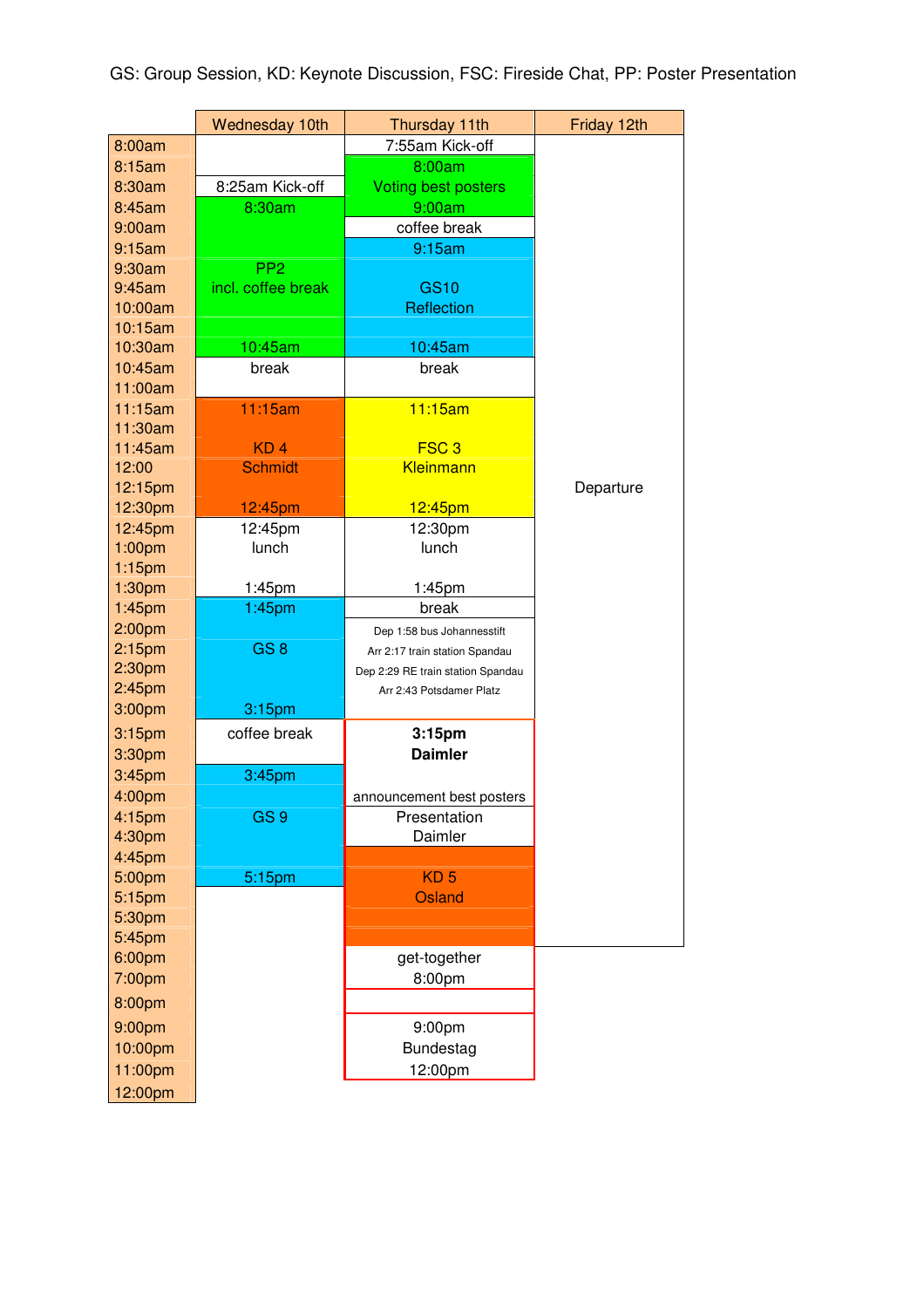GS: Group Session, KD: Keynote Discussion, FSC: Fireside Chat, PP: Poster Presentation

| | Wednesday 10th | Thursday 11th | Friday 12th |
|---|---|---|---|
| 8:00am | | 7:55am Kick-off | Departure |
| 8:15am | | 8:00am Voting best posters | |
| 8:30am | 8:25am Kick-off | | |
| 8:45am | 8:30am PP2 incl. coffee break | 9:00am | |
| 9:00am | | coffee break | |
| 9:15am | | 9:15am GS10 Reflection | |
| 9:30am | | | |
| 9:45am | | | |
| 10:00am | | | |
| 10:15am | | | |
| 10:30am | 10:45am | 10:45am | |
| 10:45am | break | break | |
| 11:00am | | | |
| 11:15am | 11:15am KD 4 Schmidt | 11:15am FSC 3 Kleinmann | |
| 11:30am | | | |
| 11:45am | | | |
| 12:00 | | | |
| 12:15pm | | | |
| 12:30pm | 12:45pm | 12:45pm | |
| 12:45pm | 12:45pm lunch | 12:30pm lunch | |
| 1:00pm | | | |
| 1:15pm | | | |
| 1:30pm | 1:45pm | 1:45pm | |
| 1:45pm | 1:45pm GS 8 | break | |
| 2:00pm | | Dep 1:58 bus Johannesstift | |
| 2:15pm | | Arr 2:17 train station Spandau | |
| 2:30pm | | Dep 2:29 RE train station Spandau | |
| 2:45pm | | Arr 2:43 Potsdamer Platz | |
| 3:00pm | 3:15pm | | |
| 3:15pm | coffee break | **3:15pm Daimler** | |
| 3:30pm | | | |
| 3:45pm | 3:45pm GS 9 | | |
| 4:00pm | | announcement best posters | |
| 4:15pm | | Presentation Daimler | |
| 4:30pm | | | |
| 4:45pm | | KD 5 Osland | |
| 5:00pm | 5:15pm | | |
| 5:15pm | | | |
| 5:30pm | | | |
| 5:45pm | | | |
| 6:00pm | | get-together | |
| 7:00pm | | 8:00pm | |
| 8:00pm | | | |
| 9:00pm | | 9:00pm Bundestag | |
| 10:00pm | | | |
| 11:00pm | | 12:00pm | |
| 12:00pm | | | |